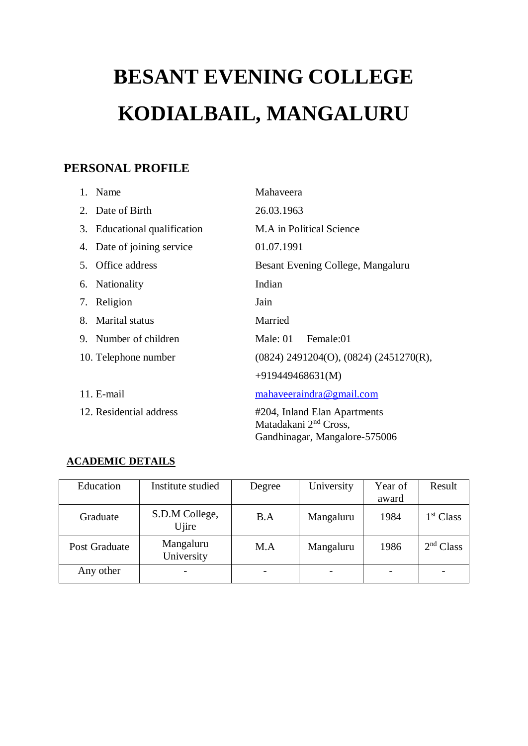# BESANT EVENING COLLEGE
# KODIALBAIL, MANGALURU

## PERSONAL PROFILE

1. Name — Mahaveera
2. Date of Birth — 26.03.1963
3. Educational qualification — M.A in Political Science
4. Date of joining service — 01.07.1991
5. Office address — Besant Evening College, Mangaluru
6. Nationality — Indian
7. Religion — Jain
8. Marital status — Married
9. Number of children — Male: 01 Female:01
10. Telephone number — (0824) 2491204(O), (0824) (2451270(R), +919449468631(M)
11. E-mail — mahaveeraindra@gmail.com
12. Residential address — #204, Inland Elan Apartments, Matadakani 2nd Cross, Gandhinagar, Mangalore-575006

## ACADEMIC DETAILS

| Education | Institute studied | Degree | University | Year of award | Result |
|---|---|---|---|---|---|
| Graduate | S.D.M College, Ujire | B.A | Mangaluru | 1984 | 1st Class |
| Post Graduate | Mangaluru University | M.A | Mangaluru | 1986 | 2nd Class |
| Any other | - | - | - | - | - |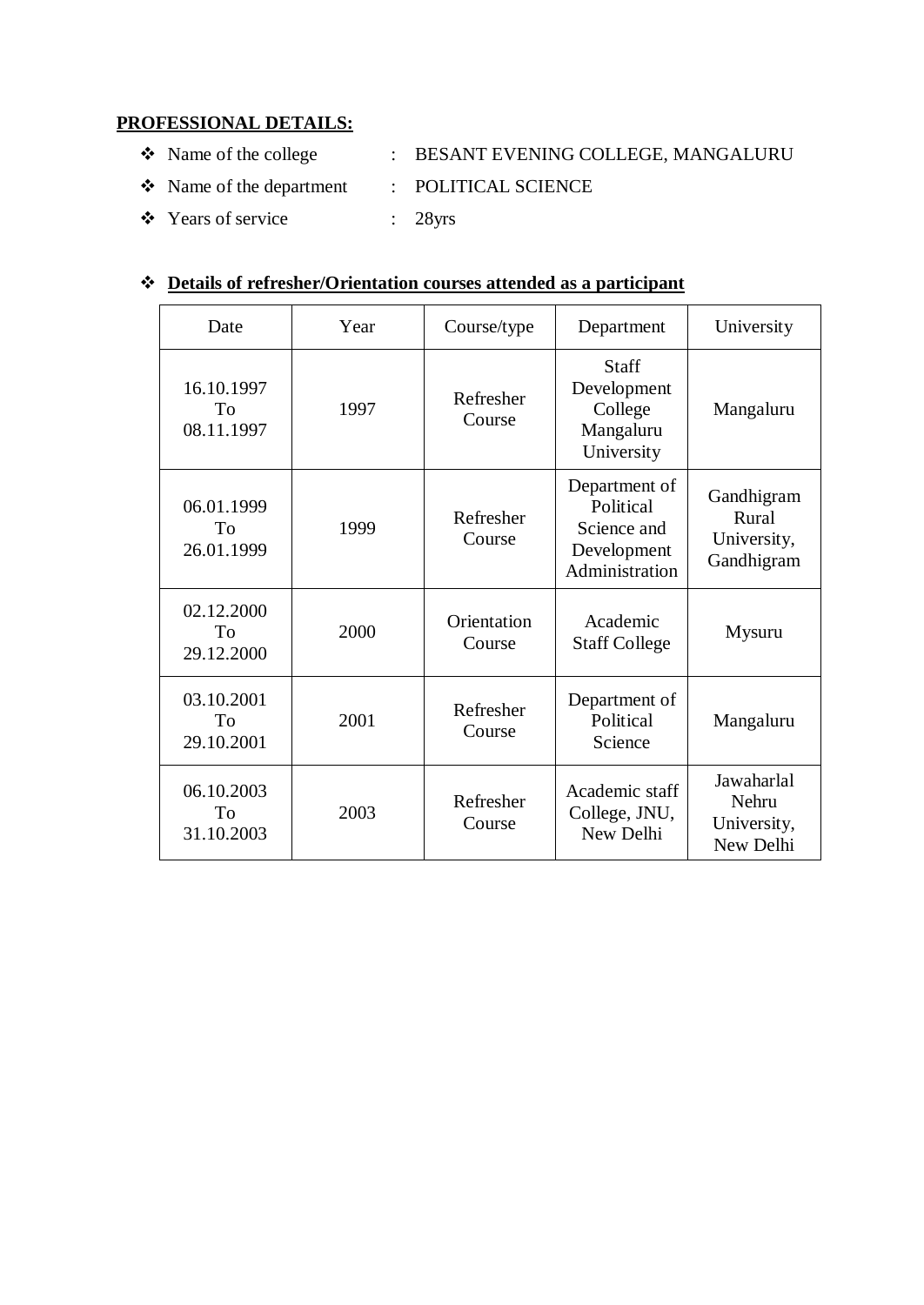**PROFESSIONAL DETAILS:**

- Name of the college : BESANT EVENING COLLEGE, MANGALURU
- Name of the department : POLITICAL SCIENCE
- Years of service : 28yrs

- **Details of refresher/Orientation courses attended as a participant**

| Date | Year | Course/type | Department | University |
|---|---|---|---|---|
| 16.10.1997 To 08.11.1997 | 1997 | Refresher Course | Staff Development College Mangaluru University | Mangaluru |
| 06.01.1999 To 26.01.1999 | 1999 | Refresher Course | Department of Political Science and Development Administration | Gandhigram Rural University, Gandhigram |
| 02.12.2000 To 29.12.2000 | 2000 | Orientation Course | Academic Staff College | Mysuru |
| 03.10.2001 To 29.10.2001 | 2001 | Refresher Course | Department of Political Science | Mangaluru |
| 06.10.2003 To 31.10.2003 | 2003 | Refresher Course | Academic staff College, JNU, New Delhi | Jawaharlal Nehru University, New Delhi |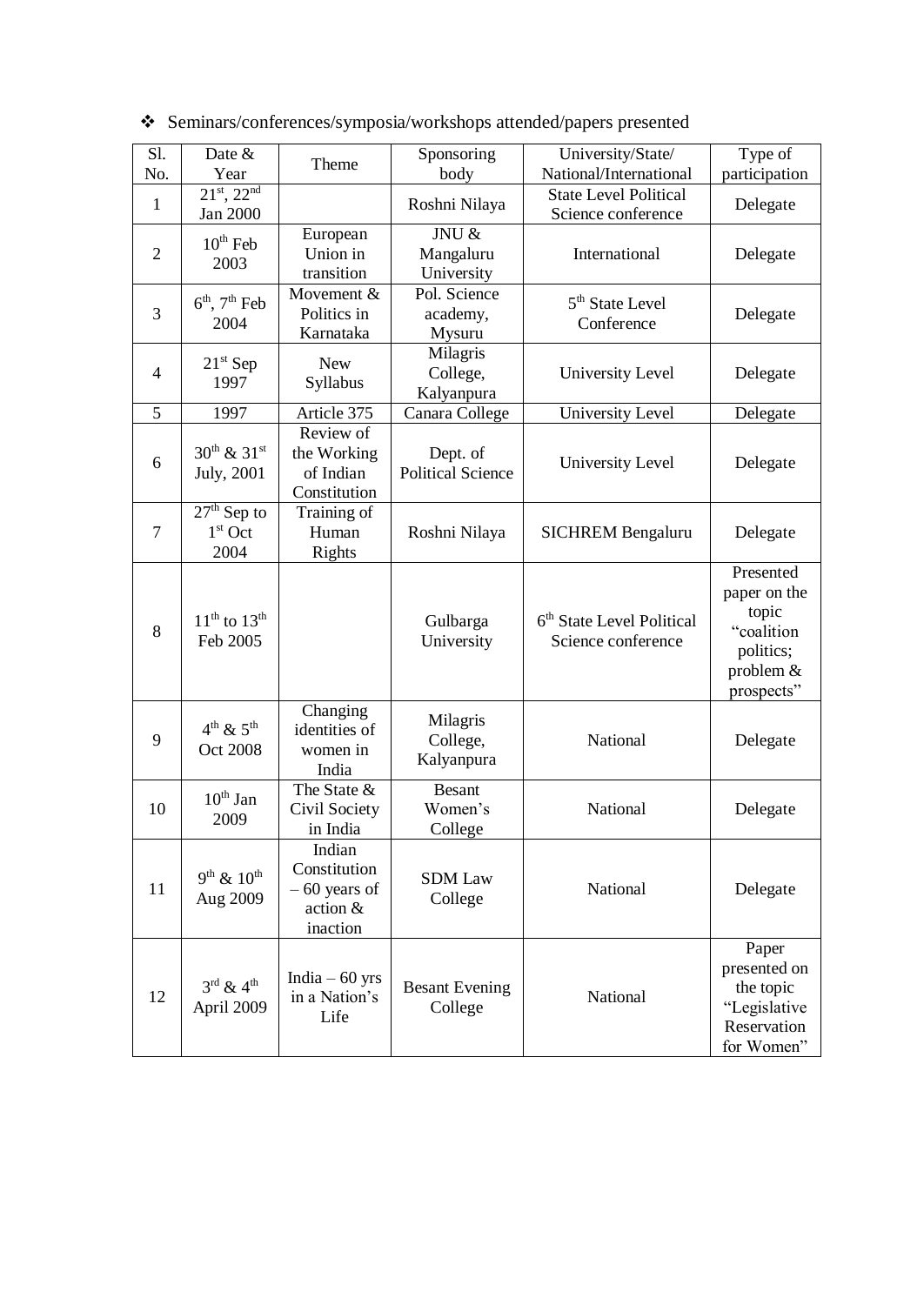- Seminars/conferences/symposia/workshops attended/papers presented

| Sl. No. | Date & Year | Theme | Sponsoring body | University/State/ National/International | Type of participation |
|---|---|---|---|---|---|
| 1 | 21st, 22nd Jan 2000 | | Roshni Nilaya | State Level Political Science conference | Delegate |
| 2 | 10th Feb 2003 | European Union in transition | JNU & Mangaluru University | International | Delegate |
| 3 | 6th, 7th Feb 2004 | Movement & Politics in Karnataka | Pol. Science academy, Mysuru | 5th State Level Conference | Delegate |
| 4 | 21st Sep 1997 | New Syllabus | Milagris College, Kalyanpura | University Level | Delegate |
| 5 | 1997 | Article 375 | Canara College | University Level | Delegate |
| 6 | 30th & 31st July, 2001 | Review of the Working of Indian Constitution | Dept. of Political Science | University Level | Delegate |
| 7 | 27th Sep to 1st Oct 2004 | Training of Human Rights | Roshni Nilaya | SICHREM Bengaluru | Delegate |
| 8 | 11th to 13th Feb 2005 | | Gulbarga University | 6th State Level Political Science conference | Presented paper on the topic "coalition politics; problem & prospects" |
| 9 | 4th & 5th Oct 2008 | Changing identities of women in India | Milagris College, Kalyanpura | National | Delegate |
| 10 | 10th Jan 2009 | The State & Civil Society in India | Besant Women's College | National | Delegate |
| 11 | 9th & 10th Aug 2009 | Indian Constitution – 60 years of action & inaction | SDM Law College | National | Delegate |
| 12 | 3rd & 4th April 2009 | India – 60 yrs in a Nation's Life | Besant Evening College | National | Paper presented on the topic "Legislative Reservation for Women" |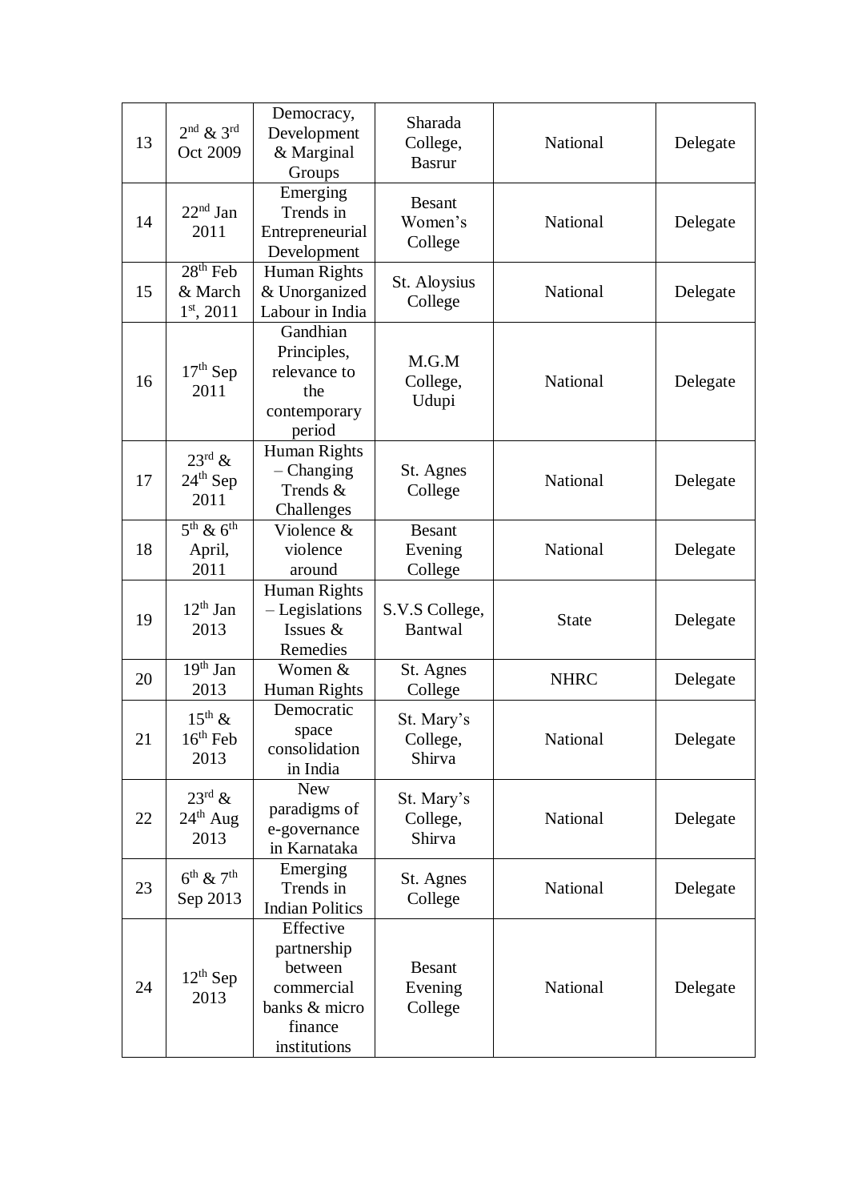| 13 | 2nd & 3rd Oct 2009 | Democracy, Development & Marginal Groups | Sharada College, Basrur | National | Delegate |
|---|---|---|---|---|---|
| 14 | 22nd Jan 2011 | Emerging Trends in Entrepreneurial Development | Besant Women's College | National | Delegate |
| 15 | 28th Feb & March 1st, 2011 | Human Rights & Unorganized Labour in India | St. Aloysius College | National | Delegate |
| 16 | 17th Sep 2011 | Gandhian Principles, relevance to the contemporary period | M.G.M College, Udupi | National | Delegate |
| 17 | 23rd & 24th Sep 2011 | Human Rights – Changing Trends & Challenges | St. Agnes College | National | Delegate |
| 18 | 5th & 6th April, 2011 | Violence & violence around | Besant Evening College | National | Delegate |
| 19 | 12th Jan 2013 | Human Rights – Legislations Issues & Remedies | S.V.S College, Bantwal | State | Delegate |
| 20 | 19th Jan 2013 | Women & Human Rights | St. Agnes College | NHRC | Delegate |
| 21 | 15th & 16th Feb 2013 | Democratic space consolidation in India | St. Mary's College, Shirva | National | Delegate |
| 22 | 23rd & 24th Aug 2013 | New paradigms of e-governance in Karnataka | St. Mary's College, Shirva | National | Delegate |
| 23 | 6th & 7th Sep 2013 | Emerging Trends in Indian Politics | St. Agnes College | National | Delegate |
| 24 | 12th Sep 2013 | Effective partnership between commercial banks & micro finance institutions | Besant Evening College | National | Delegate |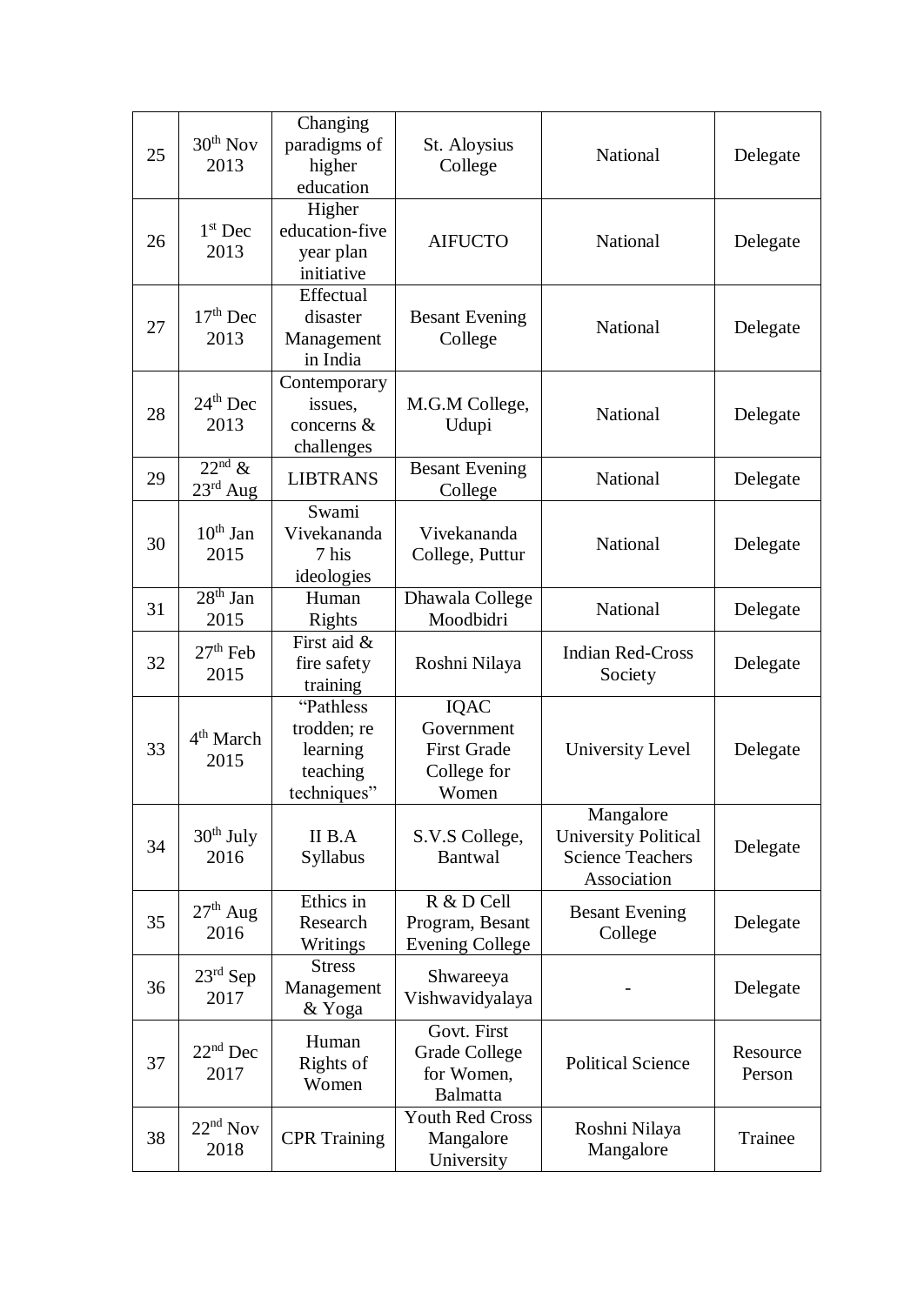| 25 | 30th Nov 2013 | Changing paradigms of higher education | St. Aloysius College | National | Delegate |
|---|---|---|---|---|---|
| 26 | 1st Dec 2013 | Higher education-five year plan initiative | AIFUCTO | National | Delegate |
| 27 | 17th Dec 2013 | Effectual disaster Management in India | Besant Evening College | National | Delegate |
| 28 | 24th Dec 2013 | Contemporary issues, concerns & challenges | M.G.M College, Udupi | National | Delegate |
| 29 | 22nd & 23rd Aug | LIBTRANS | Besant Evening College | National | Delegate |
| 30 | 10th Jan 2015 | Swami Vivekananda 7 his ideologies | Vivekananda College, Puttur | National | Delegate |
| 31 | 28th Jan 2015 | Human Rights | Dhawala College Moodbidri | National | Delegate |
| 32 | 27th Feb 2015 | First aid & fire safety training | Roshni Nilaya | Indian Red-Cross Society | Delegate |
| 33 | 4th March 2015 | "Pathless trodden; re learning teaching techniques" | IQAC Government First Grade College for Women | University Level | Delegate |
| 34 | 30th July 2016 | II B.A Syllabus | S.V.S College, Bantwal | Mangalore University Political Science Teachers Association | Delegate |
| 35 | 27th Aug 2016 | Ethics in Research Writings | R & D Cell Program, Besant Evening College | Besant Evening College | Delegate |
| 36 | 23rd Sep 2017 | Stress Management & Yoga | Shwareeya Vishwavidyalaya | - | Delegate |
| 37 | 22nd Dec 2017 | Human Rights of Women | Govt. First Grade College for Women, Balmatta | Political Science | Resource Person |
| 38 | 22nd Nov 2018 | CPR Training | Youth Red Cross Mangalore University | Roshni Nilaya Mangalore | Trainee |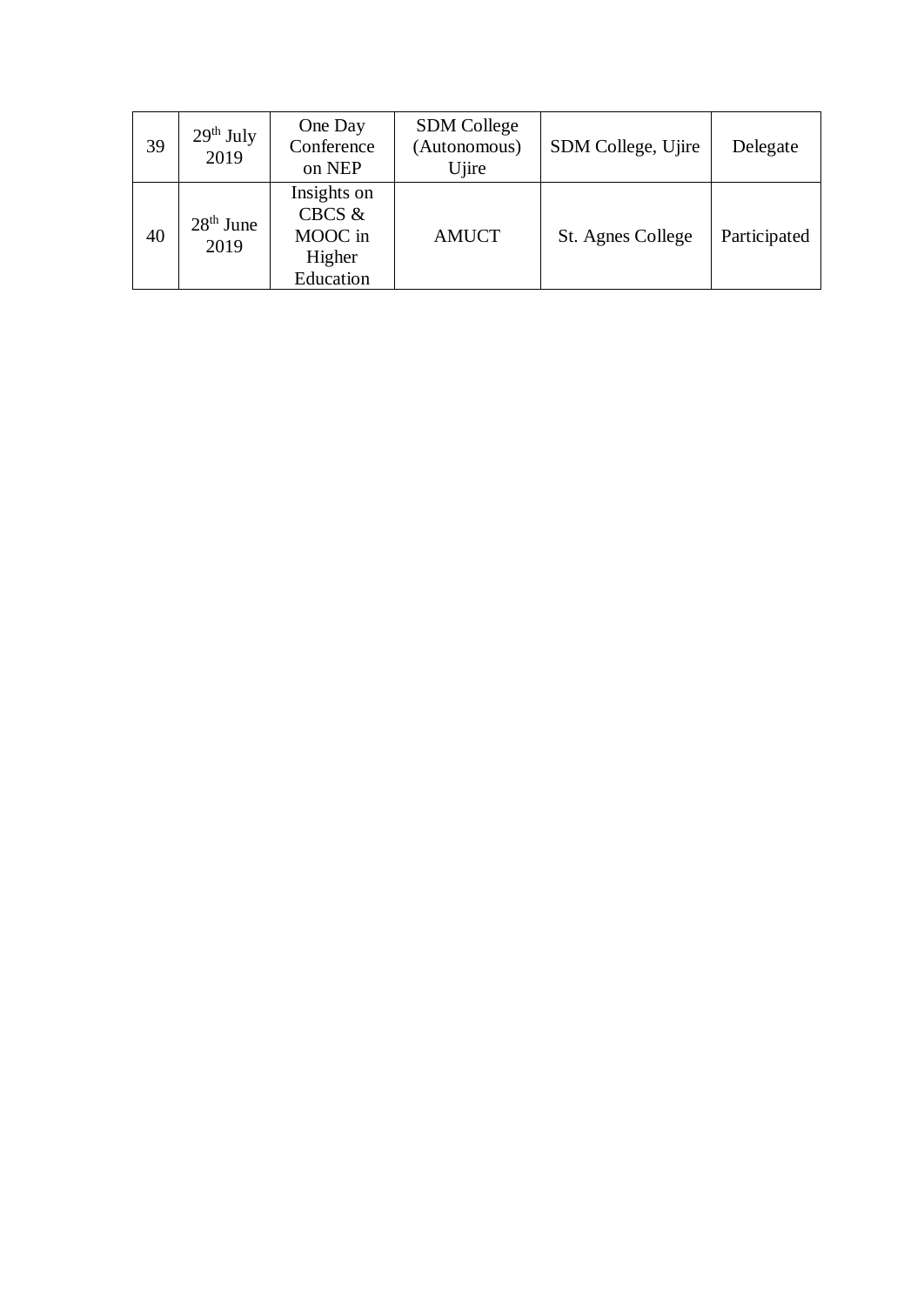| | | | | | |
|---|---|---|---|---|---|
| 39 | 29th July 2019 | One Day Conference on NEP | SDM College (Autonomous) Ujire | SDM College, Ujire | Delegate |
| 40 | 28th June 2019 | Insights on CBCS & MOOC in Higher Education | AMUCT | St. Agnes College | Participated |